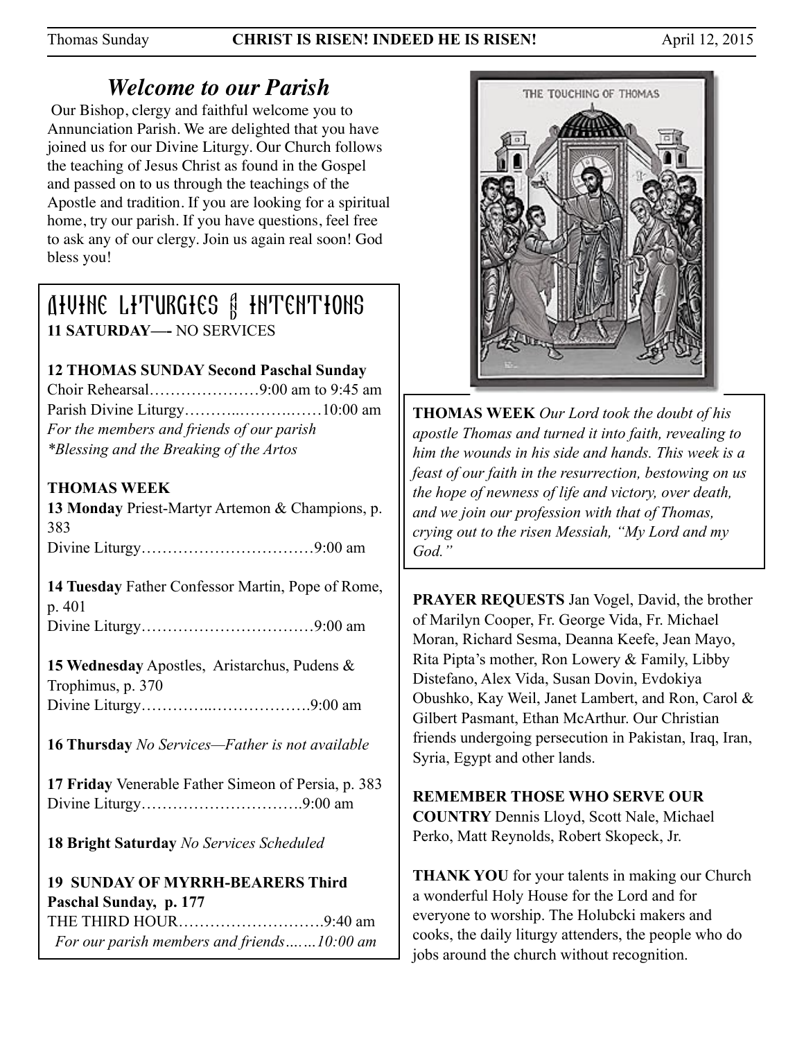# *Welcome to our Parish*

Our Bishop, clergy and faithful welcome you to Annunciation Parish. We are delighted that you have joined us for our Divine Liturgy. Our Church follows the teaching of Jesus Christ as found in the Gospel and passed on to us through the teachings of the Apostle and tradition. If you are looking for a spiritual home, try our parish. If you have questions, feel free to ask any of our clergy. Join us again real soon! God bless you!

## Divine Liturgies and Intentions

**11 SATURDAY—-** NO SERVICES

**12 THOMAS SUNDAY Second Paschal Sunday**
Choir Rehearsal…………………9:00 am to 9:45 am
Parish Divine Liturgy………..……….……10:00 am
*For the members and friends of our parish*
*\*Blessing and the Breaking of the Artos*

**THOMAS WEEK**

**13 Monday** Priest-Martyr Artemon & Champions, p. 383
Divine Liturgy……………………………9:00 am

**14 Tuesday** Father Confessor Martin, Pope of Rome, p. 401
Divine Liturgy……………………………9:00 am

**15 Wednesday** Apostles, Aristarchus, Pudens & Trophimus, p. 370
Divine Liturgy…………..……………….9:00 am

**16 Thursday** *No Services—Father is not available*

**17 Friday** Venerable Father Simeon of Persia, p. 383
Divine Liturgy………………………….9:00 am

**18 Bright Saturday** *No Services Scheduled*

**19 SUNDAY OF MYRRH-BEARERS Third Paschal Sunday, p. 177**
THE THIRD HOUR……………………….9:40 am
*For our parish members and friends...…10:00 am*

THE TOUCHING OF THOMAS

**THOMAS WEEK** *Our Lord took the doubt of his apostle Thomas and turned it into faith, revealing to him the wounds in his side and hands. This week is a feast of our faith in the resurrection, bestowing on us the hope of newness of life and victory, over death, and we join our profession with that of Thomas, crying out to the risen Messiah, "My Lord and my God."*

**PRAYER REQUESTS** Jan Vogel, David, the brother of Marilyn Cooper, Fr. George Vida, Fr. Michael Moran, Richard Sesma, Deanna Keefe, Jean Mayo, Rita Pipta's mother, Ron Lowery & Family, Libby Distefano, Alex Vida, Susan Dovin, Evdokiya Obushko, Kay Weil, Janet Lambert, and Ron, Carol & Gilbert Pasmant, Ethan McArthur. Our Christian friends undergoing persecution in Pakistan, Iraq, Iran, Syria, Egypt and other lands.

**REMEMBER THOSE WHO SERVE OUR COUNTRY** Dennis Lloyd, Scott Nale, Michael Perko, Matt Reynolds, Robert Skopeck, Jr.

**THANK YOU** for your talents in making our Church a wonderful Holy House for the Lord and for everyone to worship. The Holubcki makers and cooks, the daily liturgy attenders, the people who do jobs around the church without recognition.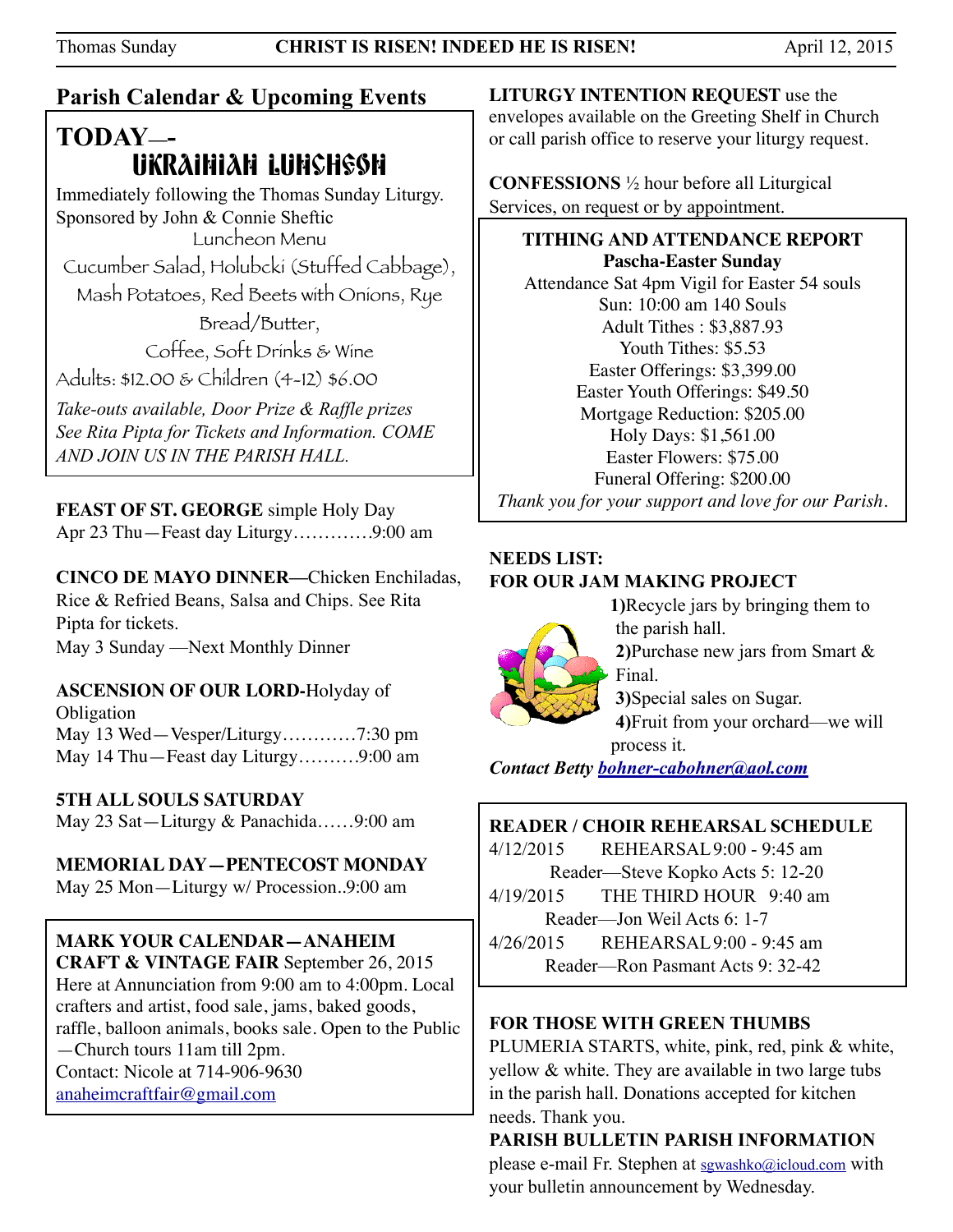## Parish Calendar & Upcoming Events

### TODAY—- UKRAINIAN LUNCHEON

Immediately following the Thomas Sunday Liturgy. Sponsored by John & Connie Sheftic

Luncheon Menu

Cucumber Salad, Holubcki (Stuffed Cabbage), Mash Potatoes, Red Beets with Onions, Rye Bread/Butter, Coffee, Soft Drinks & Wine

Adults: $12.00 & Children (4-12) $6.00

*Take-outs available, Door Prize & Raffle prizes See Rita Pipta for Tickets and Information. COME AND JOIN US IN THE PARISH HALL.*

**FEAST OF ST. GEORGE** simple Holy Day
Apr 23 Thu—Feast day Liturgy…………9:00 am

**CINCO DE MAYO DINNER—**Chicken Enchiladas, Rice & Refried Beans, Salsa and Chips. See Rita Pipta for tickets.
May 3 Sunday —Next Monthly Dinner

**ASCENSION OF OUR LORD-**Holyday of Obligation
May 13 Wed—Vesper/Liturgy…………7:30 pm
May 14 Thu—Feast day Liturgy……….9:00 am

**5TH ALL SOULS SATURDAY**
May 23 Sat—Liturgy & Panachida……9:00 am

**MEMORIAL DAY—PENTECOST MONDAY**
May 25 Mon—Liturgy w/ Procession..9:00 am

**MARK YOUR CALENDAR—ANAHEIM CRAFT & VINTAGE FAIR** September 26, 2015
Here at Annunciation from 9:00 am to 4:00pm. Local crafters and artist, food sale, jams, baked goods, raffle, balloon animals, books sale. Open to the Public —Church tours 11am till 2pm.
Contact: Nicole at 714-906-9630
anaheimcraftfair@gmail.com

**LITURGY INTENTION REQUEST** use the envelopes available on the Greeting Shelf in Church or call parish office to reserve your liturgy request.

**CONFESSIONS** ½ hour before all Liturgical Services, on request or by appointment.

**TITHING AND ATTENDANCE REPORT**
**Pascha-Easter Sunday**

Attendance Sat 4pm Vigil for Easter 54 souls
Sun: 10:00 am 140 Souls
Adult Tithes : $3,887.93
Youth Tithes: $5.53
Easter Offerings: $3,399.00
Easter Youth Offerings: $49.50
Mortgage Reduction: $205.00
Holy Days: $1,561.00
Easter Flowers: $75.00
Funeral Offering: $200.00

*Thank you for your support and love for our Parish.*

**NEEDS LIST:**
**FOR OUR JAM MAKING PROJECT**

**1)**Recycle jars by bringing them to the parish hall.
**2)**Purchase new jars from Smart & Final.
**3)**Special sales on Sugar.
**4)**Fruit from your orchard—we will process it.

***Contact Betty bohner-cabohner@aol.com***

**READER / CHOIR REHEARSAL SCHEDULE**

4/12/2015 REHEARSAL 9:00 - 9:45 am
Reader—Steve Kopko Acts 5: 12-20
4/19/2015 THE THIRD HOUR 9:40 am
Reader—Jon Weil Acts 6: 1-7
4/26/2015 REHEARSAL 9:00 - 9:45 am
Reader—Ron Pasmant Acts 9: 32-42

**FOR THOSE WITH GREEN THUMBS**
PLUMERIA STARTS, white, pink, red, pink & white, yellow & white. They are available in two large tubs in the parish hall. Donations accepted for kitchen needs. Thank you.

**PARISH BULLETIN PARISH INFORMATION**
please e-mail Fr. Stephen at sgwashko@icloud.com with your bulletin announcement by Wednesday.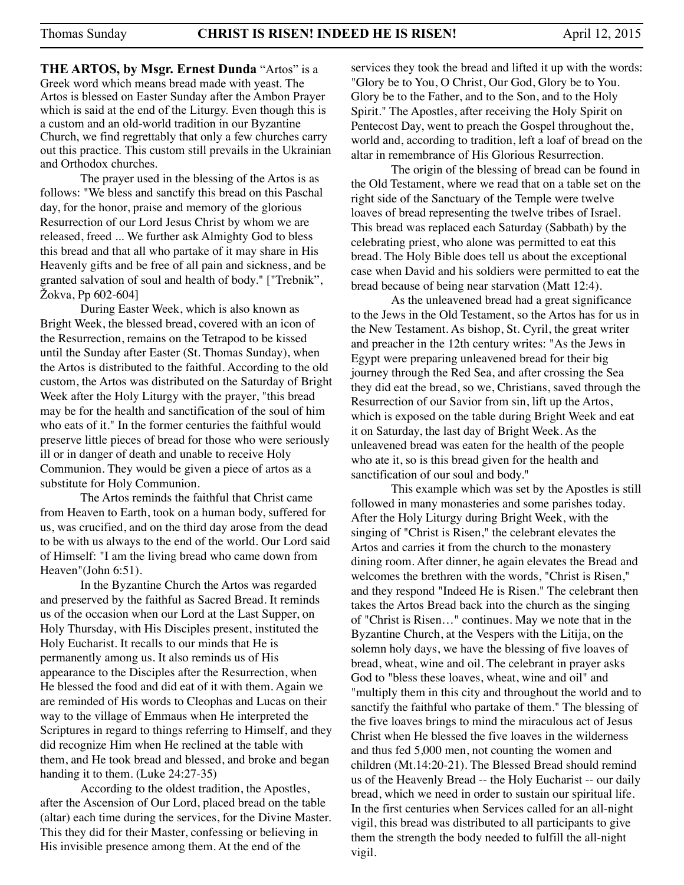**THE ARTOS, by Msgr. Ernest Dunda** "Artos" is a Greek word which means bread made with yeast. The Artos is blessed on Easter Sunday after the Ambon Prayer which is said at the end of the Liturgy. Even though this is a custom and an old-world tradition in our Byzantine Church, we find regrettably that only a few churches carry out this practice. This custom still prevails in the Ukrainian and Orthodox churches.

The prayer used in the blessing of the Artos is as follows: "We bless and sanctify this bread on this Paschal day, for the honor, praise and memory of the glorious Resurrection of our Lord Jesus Christ by whom we are released, freed ... We further ask Almighty God to bless this bread and that all who partake of it may share in His Heavenly gifts and be free of all pain and sickness, and be granted salvation of soul and health of body." ["Trebnik", Žokva, Pp 602-604]

During Easter Week, which is also known as Bright Week, the blessed bread, covered with an icon of the Resurrection, remains on the Tetrapod to be kissed until the Sunday after Easter (St. Thomas Sunday), when the Artos is distributed to the faithful. According to the old custom, the Artos was distributed on the Saturday of Bright Week after the Holy Liturgy with the prayer, "this bread may be for the health and sanctification of the soul of him who eats of it." In the former centuries the faithful would preserve little pieces of bread for those who were seriously ill or in danger of death and unable to receive Holy Communion. They would be given a piece of artos as a substitute for Holy Communion.

The Artos reminds the faithful that Christ came from Heaven to Earth, took on a human body, suffered for us, was crucified, and on the third day arose from the dead to be with us always to the end of the world. Our Lord said of Himself: "I am the living bread who came down from Heaven"(John 6:51).

In the Byzantine Church the Artos was regarded and preserved by the faithful as Sacred Bread. It reminds us of the occasion when our Lord at the Last Supper, on Holy Thursday, with His Disciples present, instituted the Holy Eucharist. It recalls to our minds that He is permanently among us. It also reminds us of His appearance to the Disciples after the Resurrection, when He blessed the food and did eat of it with them. Again we are reminded of His words to Cleophas and Lucas on their way to the village of Emmaus when He interpreted the Scriptures in regard to things referring to Himself, and they did recognize Him when He reclined at the table with them, and He took bread and blessed, and broke and began handing it to them. (Luke 24:27-35)

According to the oldest tradition, the Apostles, after the Ascension of Our Lord, placed bread on the table (altar) each time during the services, for the Divine Master. This they did for their Master, confessing or believing in His invisible presence among them. At the end of the services they took the bread and lifted it up with the words: "Glory be to You, O Christ, Our God, Glory be to You. Glory be to the Father, and to the Son, and to the Holy Spirit." The Apostles, after receiving the Holy Spirit on Pentecost Day, went to preach the Gospel throughout the, world and, according to tradition, left a loaf of bread on the altar in remembrance of His Glorious Resurrection.

The origin of the blessing of bread can be found in the Old Testament, where we read that on a table set on the right side of the Sanctuary of the Temple were twelve loaves of bread representing the twelve tribes of Israel. This bread was replaced each Saturday (Sabbath) by the celebrating priest, who alone was permitted to eat this bread. The Holy Bible does tell us about the exceptional case when David and his soldiers were permitted to eat the bread because of being near starvation (Matt 12:4).

As the unleavened bread had a great significance to the Jews in the Old Testament, so the Artos has for us in the New Testament. As bishop, St. Cyril, the great writer and preacher in the 12th century writes: "As the Jews in Egypt were preparing unleavened bread for their big journey through the Red Sea, and after crossing the Sea they did eat the bread, so we, Christians, saved through the Resurrection of our Savior from sin, lift up the Artos, which is exposed on the table during Bright Week and eat it on Saturday, the last day of Bright Week. As the unleavened bread was eaten for the health of the people who ate it, so is this bread given for the health and sanctification of our soul and body."

This example which was set by the Apostles is still followed in many monasteries and some parishes today. After the Holy Liturgy during Bright Week, with the singing of "Christ is Risen," the celebrant elevates the Artos and carries it from the church to the monastery dining room. After dinner, he again elevates the Bread and welcomes the brethren with the words, "Christ is Risen," and they respond "Indeed He is Risen." The celebrant then takes the Artos Bread back into the church as the singing of "Christ is Risen…" continues. May we note that in the Byzantine Church, at the Vespers with the Litija, on the solemn holy days, we have the blessing of five loaves of bread, wheat, wine and oil. The celebrant in prayer asks God to "bless these loaves, wheat, wine and oil" and "multiply them in this city and throughout the world and to sanctify the faithful who partake of them." The blessing of the five loaves brings to mind the miraculous act of Jesus Christ when He blessed the five loaves in the wilderness and thus fed 5,000 men, not counting the women and children (Mt.14:20-21). The Blessed Bread should remind us of the Heavenly Bread -- the Holy Eucharist -- our daily bread, which we need in order to sustain our spiritual life. In the first centuries when Services called for an all-night vigil, this bread was distributed to all participants to give them the strength the body needed to fulfill the all-night vigil.